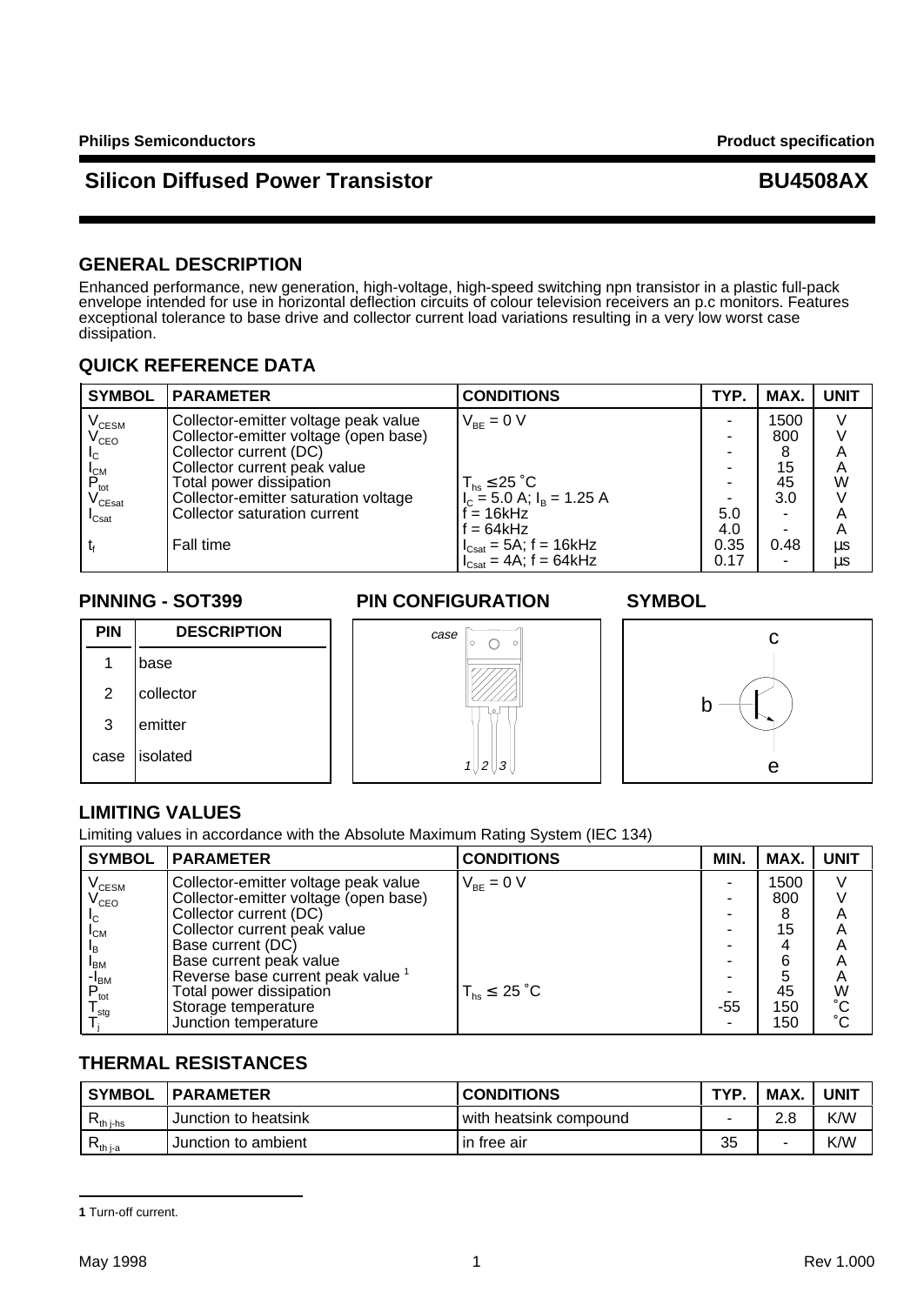# Silicon Diffused Power Transistor — BU4508AX

Philips Semiconductors — Product specification

## GENERAL DESCRIPTION

Enhanced performance, new generation, high-voltage, high-speed switching npn transistor in a plastic full-pack envelope intended for use in horizontal deflection circuits of colour television receivers an p.c monitors. Features exceptional tolerance to base drive and collector current load variations resulting in a very low worst case dissipation.

## QUICK REFERENCE DATA

| SYMBOL | PARAMETER | CONDITIONS | TYP. | MAX. | UNIT |
|---|---|---|---|---|---|
| $V_{CESM}$ | Collector-emitter voltage peak value | $V_{BE}$ = 0 V | - | 1500 | V |
| $V_{CEO}$ | Collector-emitter voltage (open base) | | - | 800 | V |
| $I_C$ | Collector current (DC) | | - | 8 | A |
| $I_{CM}$ | Collector current peak value | | - | 15 | A |
| $P_{tot}$ | Total power dissipation | $T_{hs} \leq 25$ ˚C | - | 45 | W |
| $V_{CEsat}$ | Collector-emitter saturation voltage | $I_C$ = 5.0 A; $I_B$ = 1.25 A | - | 3.0 | V |
| $I_{Csat}$ | Collector saturation current | f = 16kHz | 5.0 | - | A |
| | | f = 64kHz | 4.0 | - | A |
| $t_f$ | Fall time | $I_{Csat}$ = 5A; f = 16kHz | 0.35 | 0.48 | µs |
| | | $I_{Csat}$ = 4A; f = 64kHz | 0.17 | - | µs |

## PINNING - SOT399

| PIN | DESCRIPTION |
|---|---|
| 1 | base |
| 2 | collector |
| 3 | emitter |
| case | isolated |

## PIN CONFIGURATION

case

1 2 3

## SYMBOL

c

b

e

## LIMITING VALUES

Limiting values in accordance with the Absolute Maximum Rating System (IEC 134)

| SYMBOL | PARAMETER | CONDITIONS | MIN. | MAX. | UNIT |
|---|---|---|---|---|---|
| $V_{CESM}$ | Collector-emitter voltage peak value | $V_{BE}$ = 0 V | - | 1500 | V |
| $V_{CEO}$ | Collector-emitter voltage (open base) | | - | 800 | V |
| $I_C$ | Collector current (DC) | | - | 8 | A |
| $I_{CM}$ | Collector current peak value | | - | 15 | A |
| $I_B$ | Base current (DC) | | - | 4 | A |
| $I_{BM}$ | Base current peak value | | - | 6 | A |
| $-I_{BM}$ | Reverse base current peak value [1] | | - | 5 | A |
| $P_{tot}$ | Total power dissipation | $T_{hs} \leq 25$ ˚C | - | 45 | W |
| $T_{stg}$ | Storage temperature | | -55 | 150 | ˚C |
| $T_j$ | Junction temperature | | - | 150 | ˚C |

## THERMAL RESISTANCES

| SYMBOL | PARAMETER | CONDITIONS | TYP. | MAX. | UNIT |
|---|---|---|---|---|---|
| $R_{th\ j\text{-}hs}$ | Junction to heatsink | with heatsink compound | - | 2.8 | K/W |
| $R_{th\ j\text{-}a}$ | Junction to ambient | in free air | 35 | - | K/W |

**1** Turn-off current.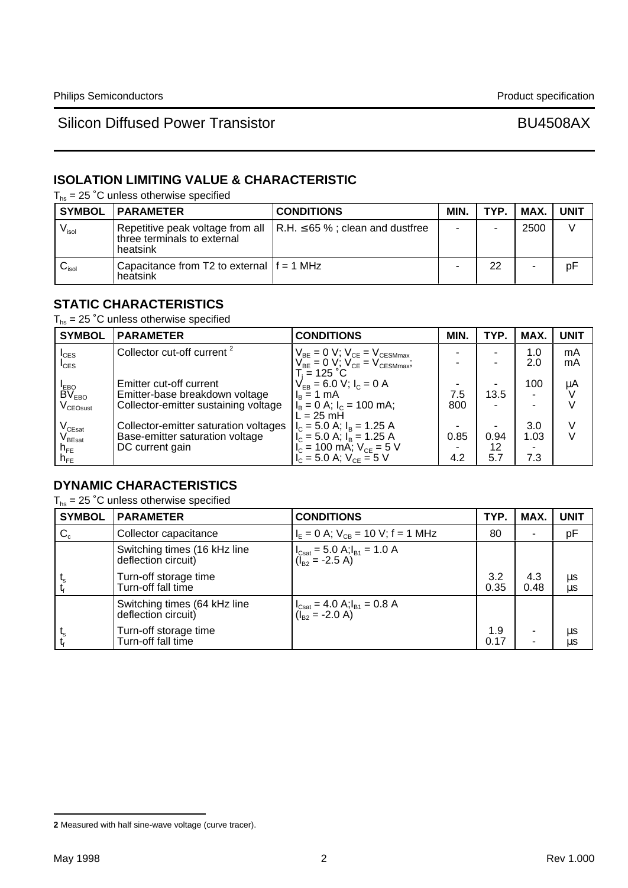## ISOLATION LIMITING VALUE & CHARACTERISTIC

$T_{hs}$ = 25 ˚C unless otherwise specified

| SYMBOL | PARAMETER | CONDITIONS | MIN. | TYP. | MAX. | UNIT |
|---|---|---|---|---|---|---|
| $V_{isol}$ | Repetitive peak voltage from all three terminals to external heatsink | R.H. ≤65 % ; clean and dustfree | - | - | 2500 | V |
| $C_{isol}$ | Capacitance from T2 to external heatsink | f = 1 MHz | - | 22 | - | pF |

## STATIC CHARACTERISTICS

$T_{hs}$ = 25 ˚C unless otherwise specified

| SYMBOL | PARAMETER | CONDITIONS | MIN. | TYP. | MAX. | UNIT |
|---|---|---|---|---|---|---|
| $I_{CES}$ | Collector cut-off current [2] | $V_{BE}$ = 0 V; $V_{CE}$ = $V_{CESMmax}$ | - | - | 1.0 | mA |
| $I_{CES}$ | | $V_{BE}$ = 0 V; $V_{CE}$ = $V_{CESMmax}$; $T_j$ = 125 ˚C | - | - | 2.0 | mA |
| $I_{EBO}$ | Emitter cut-off current | $V_{EB}$ = 6.0 V; $I_C$ = 0 A | - | - | 100 | μA |
| $BV_{EBO}$ | Emitter-base breakdown voltage | $I_B$ = 1 mA | 7.5 | 13.5 | - | V |
| $V_{CEOsust}$ | Collector-emitter sustaining voltage | $I_B$ = 0 A; $I_C$ = 100 mA; L = 25 mH | 800 | - | - | V |
| $V_{CEsat}$ | Collector-emitter saturation voltages | $I_C$ = 5.0 A; $I_B$ = 1.25 A | - | - | 3.0 | V |
| $V_{BEsat}$ | Base-emitter saturation voltage | $I_C$ = 5.0 A; $I_B$ = 1.25 A | 0.85 | 0.94 | 1.03 | V |
| $h_{FE}$ | DC current gain | $I_C$ = 100 mA; $V_{CE}$ = 5 V | - | 12 | - | |
| $h_{FE}$ | | $I_C$ = 5.0 A; $V_{CE}$ = 5 V | 4.2 | 5.7 | 7.3 | |

## DYNAMIC CHARACTERISTICS

$T_{hs}$ = 25 ˚C unless otherwise specified

| SYMBOL | PARAMETER | CONDITIONS | TYP. | MAX. | UNIT |
|---|---|---|---|---|---|
| $C_c$ | Collector capacitance | $I_E$ = 0 A; $V_{CB}$ = 10 V; f = 1 MHz | 80 | - | pF |
| | Switching times (16 kHz line deflection circuit) | $I_{Csat}$ = 5.0 A; $I_{B1}$ = 1.0 A ($I_{B2}$ = -2.5 A) | | | |
| $t_s$ | Turn-off storage time | | 3.2 | 4.3 | μs |
| $t_f$ | Turn-off fall time | | 0.35 | 0.48 | μs |
| | Switching times (64 kHz line deflection circuit) | $I_{Csat}$ = 4.0 A; $I_{B1}$ = 0.8 A ($I_{B2}$ = -2.0 A) | | | |
| $t_s$ | Turn-off storage time | | 1.9 | - | μs |
| $t_f$ | Turn-off fall time | | 0.17 | - | μs |

**2** Measured with half sine-wave voltage (curve tracer).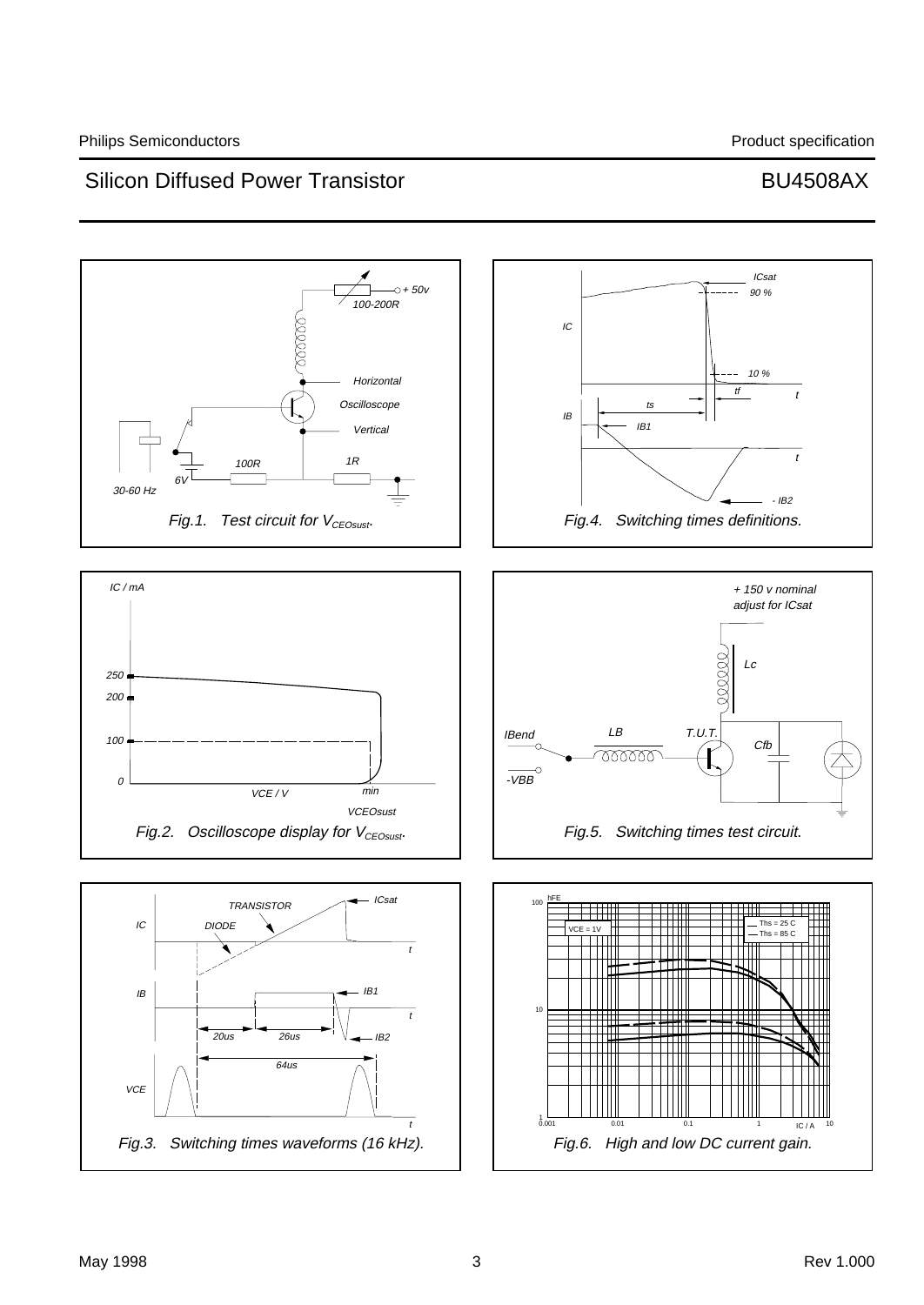Fig.1. Test circuit for $V_{CEOsust}$.

Fig.4. Switching times definitions.

Fig.2. Oscilloscope display for $V_{CEOsust}$.

Fig.5. Switching times test circuit.

Fig.3. Switching times waveforms (16 kHz).

Fig.6. High and low DC current gain.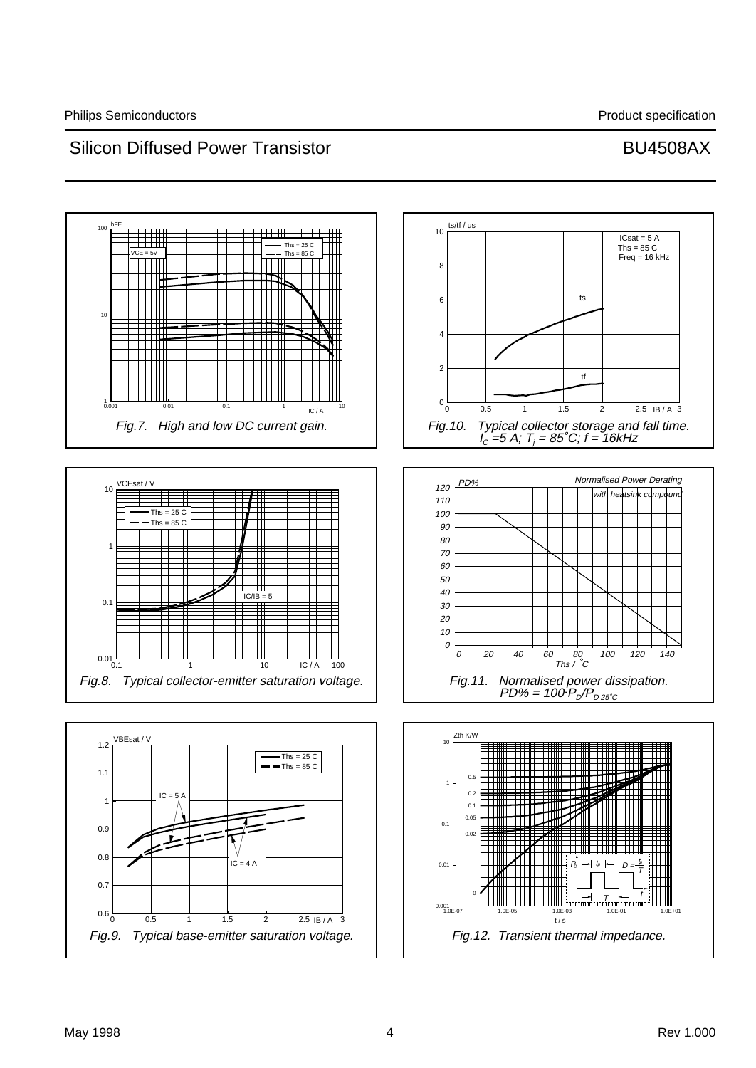Fig.7. High and low DC current gain.

Fig.10. Typical collector storage and fall time. $I_C$ =5 A; $T_j$ = 85˚C; f = 16kHz

Fig.8. Typical collector-emitter saturation voltage.

Fig.11. Normalised power dissipation. $PD\% = 100 \cdot P_D/P_{D\,25^{\circ}C}$

Fig.9. Typical base-emitter saturation voltage.

Fig.12. Transient thermal impedance.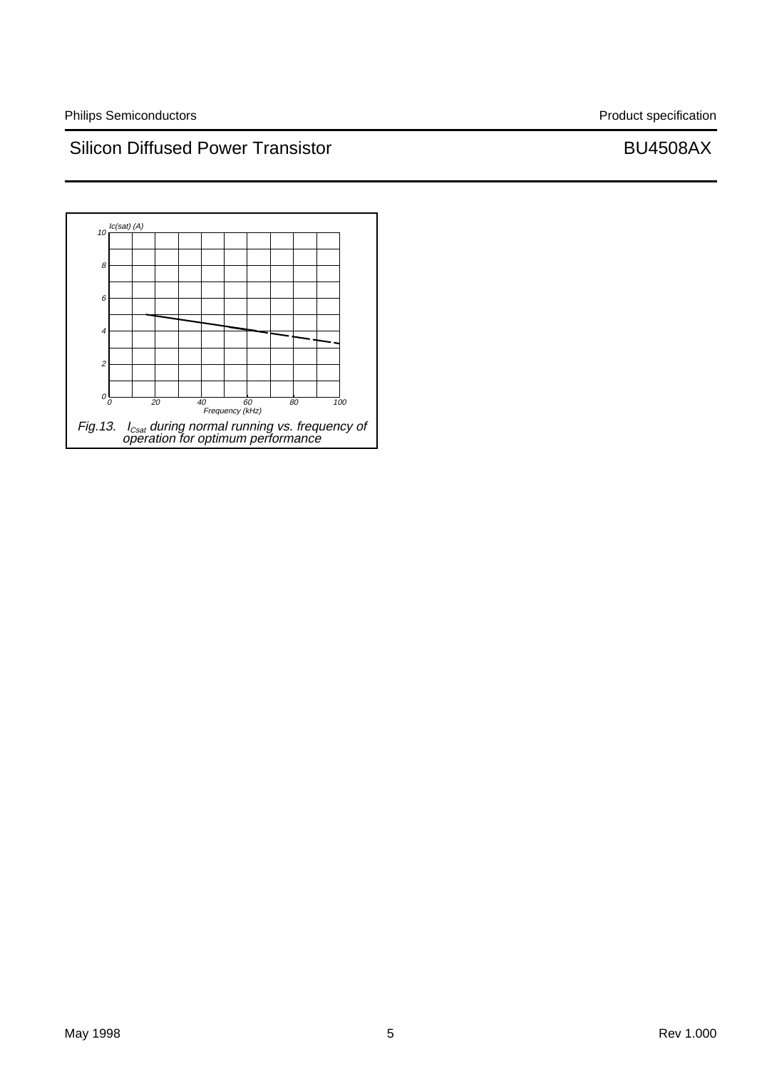Ic(sat) (A)

10

8

6

4

2

0

0 20 40 60 80 100

Frequency (kHz)

Fig.13. $I_{Csat}$ during normal running vs. frequency of operation for optimum performance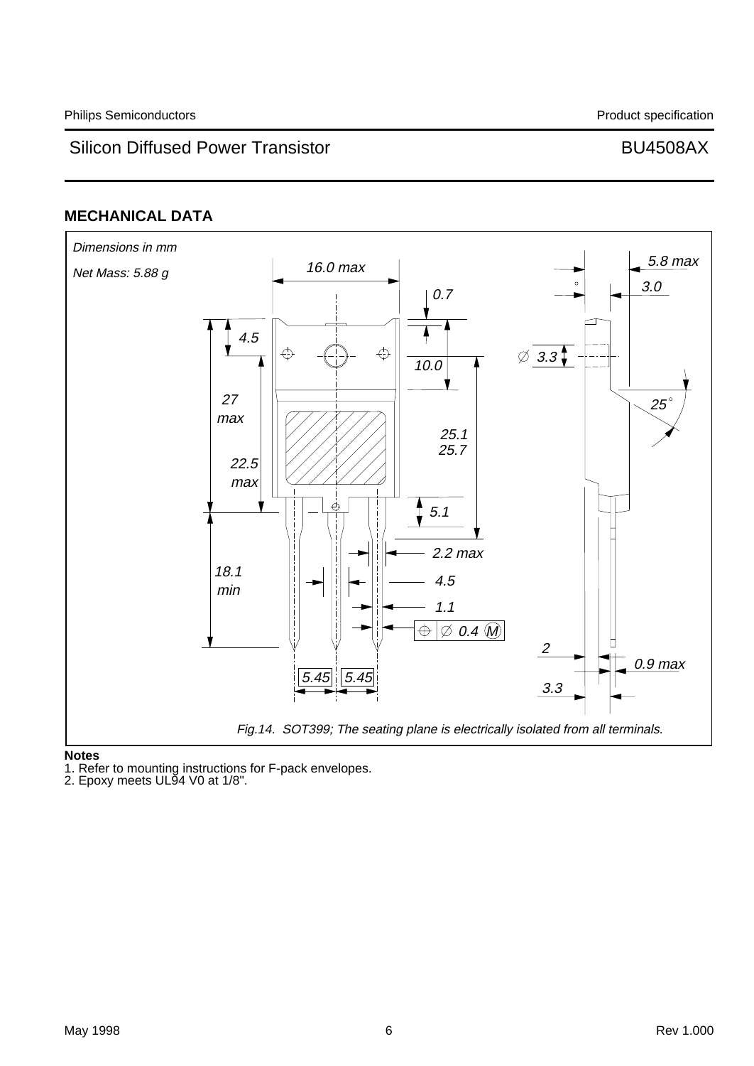## MECHANICAL DATA

*Dimensions in mm*

*Net Mass: 5.88 g*

*Fig.14. SOT399; The seating plane is electrically isolated from all terminals.*

**Notes**

1. Refer to mounting instructions for F-pack envelopes.
2. Epoxy meets UL94 V0 at 1/8".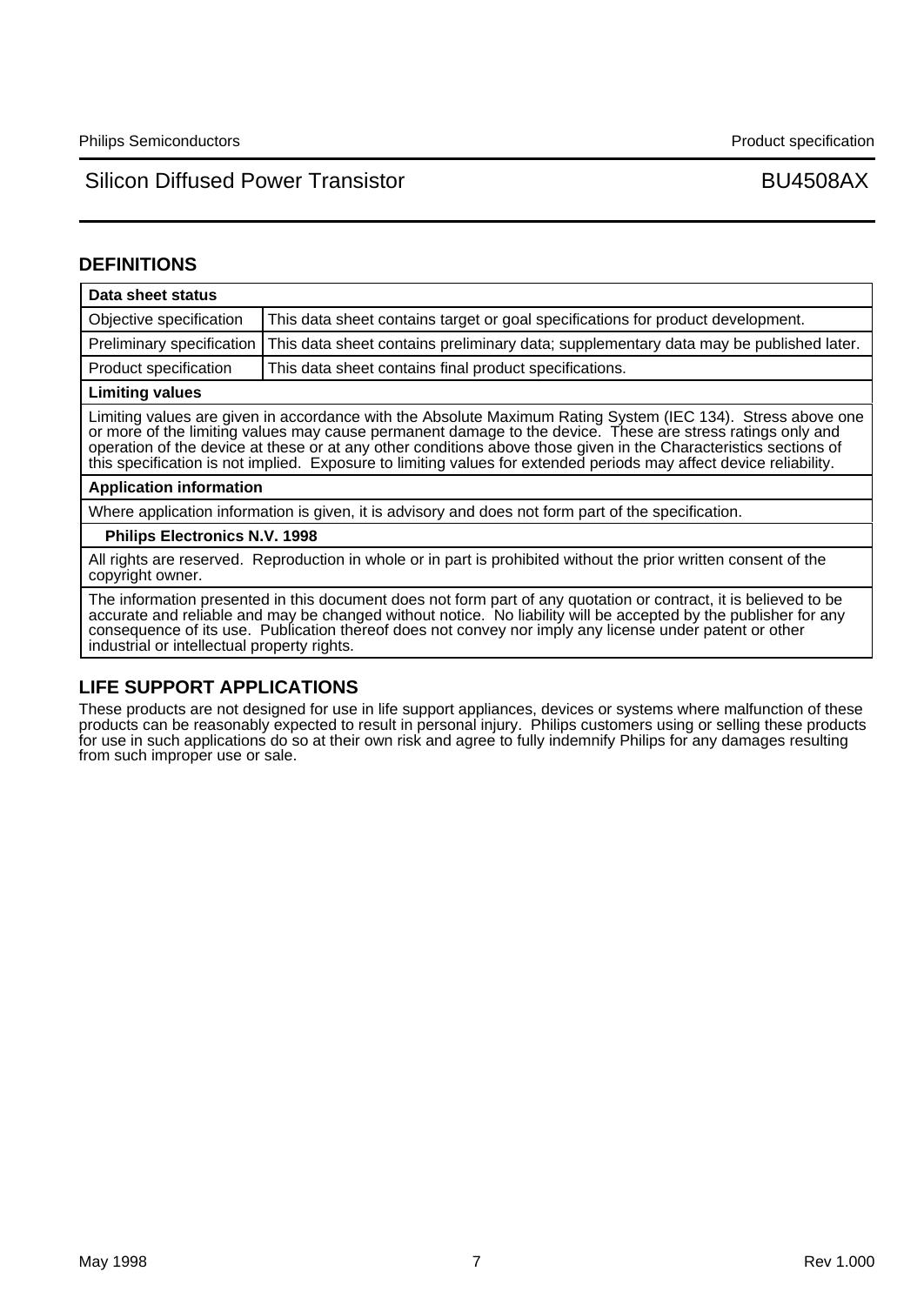## DEFINITIONS

| Data sheet status | |
|---|---|
| Objective specification | This data sheet contains target or goal specifications for product development. |
| Preliminary specification | This data sheet contains preliminary data; supplementary data may be published later. |
| Product specification | This data sheet contains final product specifications. |
| **Limiting values** | |
| Limiting values are given in accordance with the Absolute Maximum Rating System (IEC 134). Stress above one or more of the limiting values may cause permanent damage to the device. These are stress ratings only and operation of the device at these or at any other conditions above those given in the Characteristics sections of this specification is not implied. Exposure to limiting values for extended periods may affect device reliability. | |
| **Application information** | |
| Where application information is given, it is advisory and does not form part of the specification. | |

**Philips Electronics N.V. 1998**

All rights are reserved. Reproduction in whole or in part is prohibited without the prior written consent of the copyright owner.

The information presented in this document does not form part of any quotation or contract, it is believed to be accurate and reliable and may be changed without notice. No liability will be accepted by the publisher for any consequence of its use. Publication thereof does not convey nor imply any license under patent or other industrial or intellectual property rights.

## LIFE SUPPORT APPLICATIONS

These products are not designed for use in life support appliances, devices or systems where malfunction of these products can be reasonably expected to result in personal injury. Philips customers using or selling these products for use in such applications do so at their own risk and agree to fully indemnify Philips for any damages resulting from such improper use or sale.